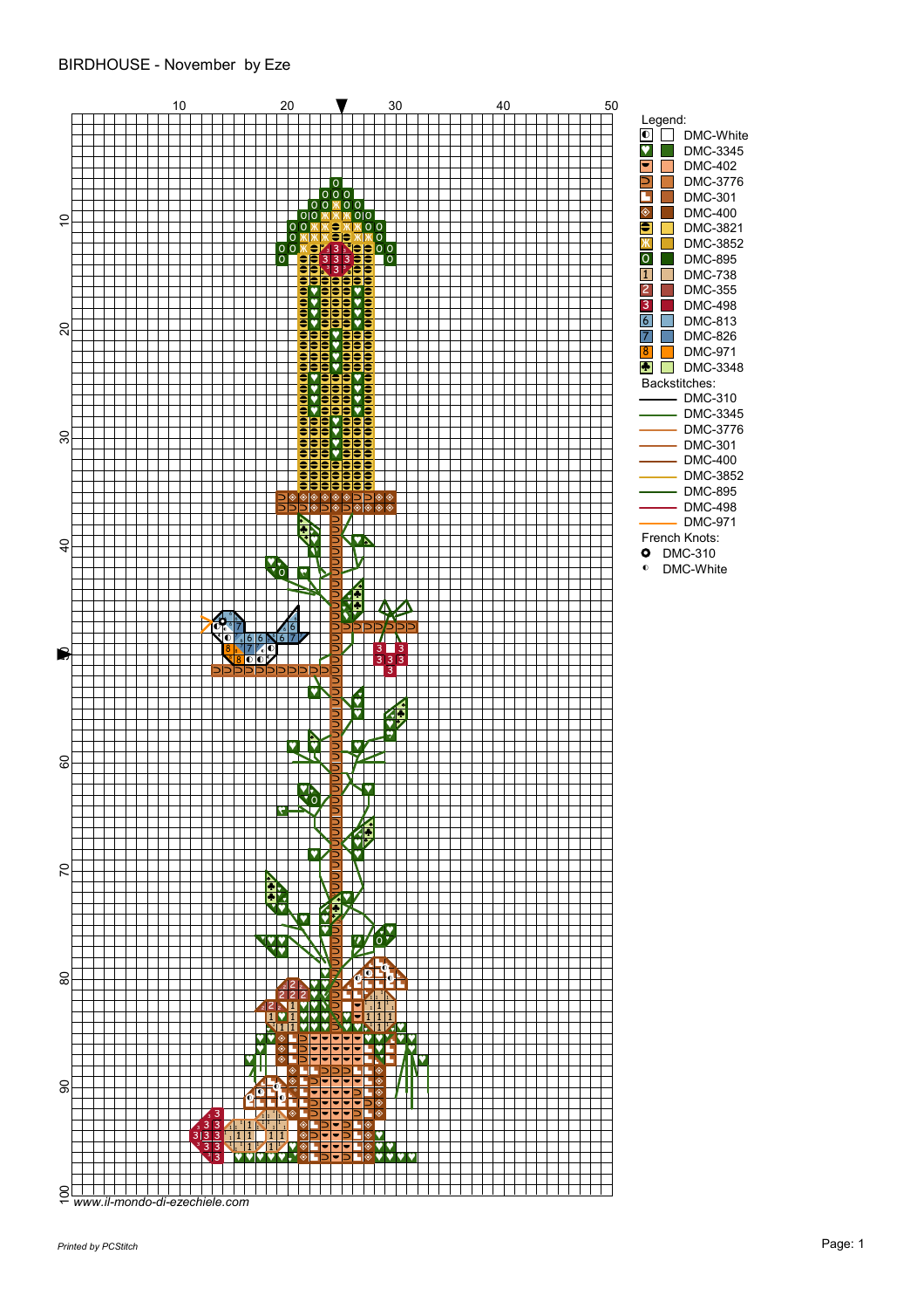# BIRDHOUSE - November by Eze

Legend:

| Symbol | Color |
| --- | --- |
| ◐ | DMC-White |
| ♥ | DMC-3345 |
| ▾ | DMC-402 |
| ⊃ | DMC-3776 |
| ◰ | DMC-301 |
| ◈ | DMC-400 |
| ⊖ | DMC-3821 |
| Ж | DMC-3852 |
| 0 | DMC-895 |
| 1 | DMC-738 |
| 2 | DMC-355 |
| 3 | DMC-498 |
| 6 | DMC-813 |
| 7 | DMC-826 |
| 8 | DMC-971 |
| ♣ | DMC-3348 |

Backstitches:

- DMC-310
- DMC-3345
- DMC-3776
- DMC-301
- DMC-400
- DMC-3852
- DMC-895
- DMC-498
- DMC-971

French Knots:

- DMC-310
- DMC-White

*www.il-mondo-di-ezechiele.com*

*Printed by PCStitch*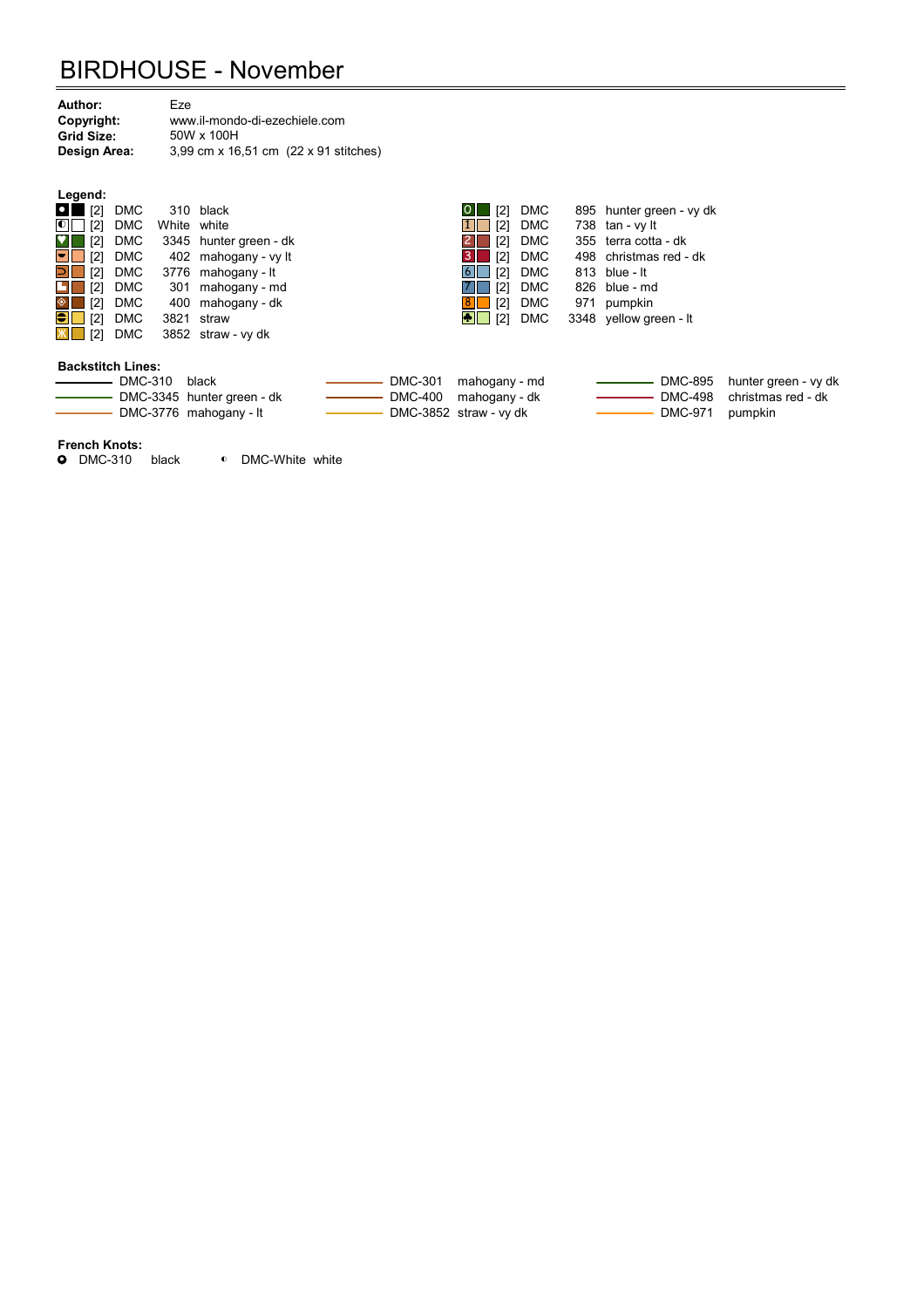# BIRDHOUSE - November

**Author:** Eze
**Copyright:** www.il-mondo-di-ezechiele.com
**Grid Size:** 50W x 100H
**Design Area:** 3,99 cm x 16,51 cm (22 x 91 stitches)

**Legend:**

| | | | | |
|---|---|---|---|---|
| [2] | DMC | 310 | black | |
| [2] | DMC | White | white | |
| [2] | DMC | 3345 | hunter green - dk | |
| [2] | DMC | 402 | mahogany - vy lt | |
| [2] | DMC | 3776 | mahogany - lt | |
| [2] | DMC | 301 | mahogany - md | |
| [2] | DMC | 400 | mahogany - dk | |
| [2] | DMC | 3821 | straw | |
| [2] | DMC | 3852 | straw - vy dk | |
| 0 [2] | DMC | 895 | hunter green - vy dk | |
| 1 [2] | DMC | 738 | tan - vy lt | |
| 2 [2] | DMC | 355 | terra cotta - dk | |
| 3 [2] | DMC | 498 | christmas red - dk | |
| 6 [2] | DMC | 813 | blue - lt | |
| 7 [2] | DMC | 826 | blue - md | |
| 8 [2] | DMC | 971 | pumpkin | |
| [2] | DMC | 3348 | yellow green - lt | |

**Backstitch Lines:**

- DMC-310 black
- DMC-3345 hunter green - dk
- DMC-3776 mahogany - lt
- DMC-301 mahogany - md
- DMC-400 mahogany - dk
- DMC-3852 straw - vy dk
- DMC-895 hunter green - vy dk
- DMC-498 christmas red - dk
- DMC-971 pumpkin

**French Knots:**

- DMC-310 black
- DMC-White white